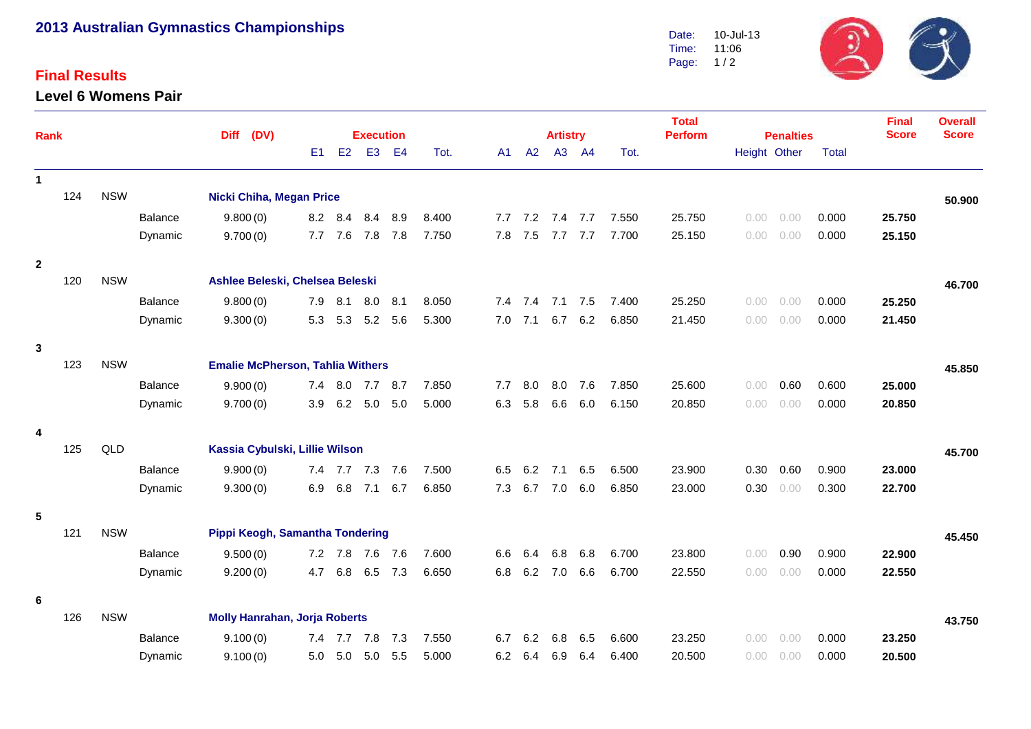# 2013 Australian Gymnastics Championships

Date: 10-Jul-13
Time: 11:06

## Final Results

### Level 6 Womens Pair

| Rank | No. | State | Apparatus | Diff (DV) | E1 | E2 | E3 | E4 | Execution Tot. | A1 | A2 | A3 | A4 | Artistry Tot. | Total Perform | Penalties Height | Penalties Other | Penalties Total | Final Score | Overall Score |
|---|---|---|---|---|---|---|---|---|---|---|---|---|---|---|---|---|---|---|---|---|
| 1 | 124 | NSW | **Nicki Chiha, Megan Price** | | | | | | | | | | | | | | | | | **50.900** |
| | | | Balance | 9.800 (0) | 8.2 | 8.4 | 8.4 | 8.9 | 8.400 | 7.7 | 7.2 | 7.4 | 7.7 | 7.550 | 25.750 | 0.00 | 0.00 | 0.000 | **25.750** | |
| | | | Dynamic | 9.700 (0) | 7.7 | 7.6 | 7.8 | 7.8 | 7.750 | 7.8 | 7.5 | 7.7 | 7.7 | 7.700 | 25.150 | 0.00 | 0.00 | 0.000 | **25.150** | |
| 2 | 120 | NSW | **Ashlee Beleski, Chelsea Beleski** | | | | | | | | | | | | | | | | | **46.700** |
| | | | Balance | 9.800 (0) | 7.9 | 8.1 | 8.0 | 8.1 | 8.050 | 7.4 | 7.4 | 7.1 | 7.5 | 7.400 | 25.250 | 0.00 | 0.00 | 0.000 | **25.250** | |
| | | | Dynamic | 9.300 (0) | 5.3 | 5.3 | 5.2 | 5.6 | 5.300 | 7.0 | 7.1 | 6.7 | 6.2 | 6.850 | 21.450 | 0.00 | 0.00 | 0.000 | **21.450** | |
| 3 | 123 | NSW | **Emalie McPherson, Tahlia Withers** | | | | | | | | | | | | | | | | | **45.850** |
| | | | Balance | 9.900 (0) | 7.4 | 8.0 | 7.7 | 8.7 | 7.850 | 7.7 | 8.0 | 8.0 | 7.6 | 7.850 | 25.600 | 0.00 | 0.60 | 0.600 | **25.000** | |
| | | | Dynamic | 9.700 (0) | 3.9 | 6.2 | 5.0 | 5.0 | 5.000 | 6.3 | 5.8 | 6.6 | 6.0 | 6.150 | 20.850 | 0.00 | 0.00 | 0.000 | **20.850** | |
| 4 | 125 | QLD | **Kassia Cybulski, Lillie Wilson** | | | | | | | | | | | | | | | | | **45.700** |
| | | | Balance | 9.900 (0) | 7.4 | 7.7 | 7.3 | 7.6 | 7.500 | 6.5 | 6.2 | 7.1 | 6.5 | 6.500 | 23.900 | 0.30 | 0.60 | 0.900 | **23.000** | |
| | | | Dynamic | 9.300 (0) | 6.9 | 6.8 | 7.1 | 6.7 | 6.850 | 7.3 | 6.7 | 7.0 | 6.0 | 6.850 | 23.000 | 0.30 | 0.00 | 0.300 | **22.700** | |
| 5 | 121 | NSW | **Pippi Keogh, Samantha Tondering** | | | | | | | | | | | | | | | | | **45.450** |
| | | | Balance | 9.500 (0) | 7.2 | 7.8 | 7.6 | 7.6 | 7.600 | 6.6 | 6.4 | 6.8 | 6.8 | 6.700 | 23.800 | 0.00 | 0.90 | 0.900 | **22.900** | |
| | | | Dynamic | 9.200 (0) | 4.7 | 6.8 | 6.5 | 7.3 | 6.650 | 6.8 | 6.2 | 7.0 | 6.6 | 6.700 | 22.550 | 0.00 | 0.00 | 0.000 | **22.550** | |
| 6 | 126 | NSW | **Molly Hanrahan, Jorja Roberts** | | | | | | | | | | | | | | | | | **43.750** |
| | | | Balance | 9.100 (0) | 7.4 | 7.7 | 7.8 | 7.3 | 7.550 | 6.7 | 6.2 | 6.8 | 6.5 | 6.600 | 23.250 | 0.00 | 0.00 | 0.000 | **23.250** | |
| | | | Dynamic | 9.100 (0) | 5.0 | 5.0 | 5.0 | 5.5 | 5.000 | 6.2 | 6.4 | 6.9 | 6.4 | 6.400 | 20.500 | 0.00 | 0.00 | 0.000 | **20.500** | |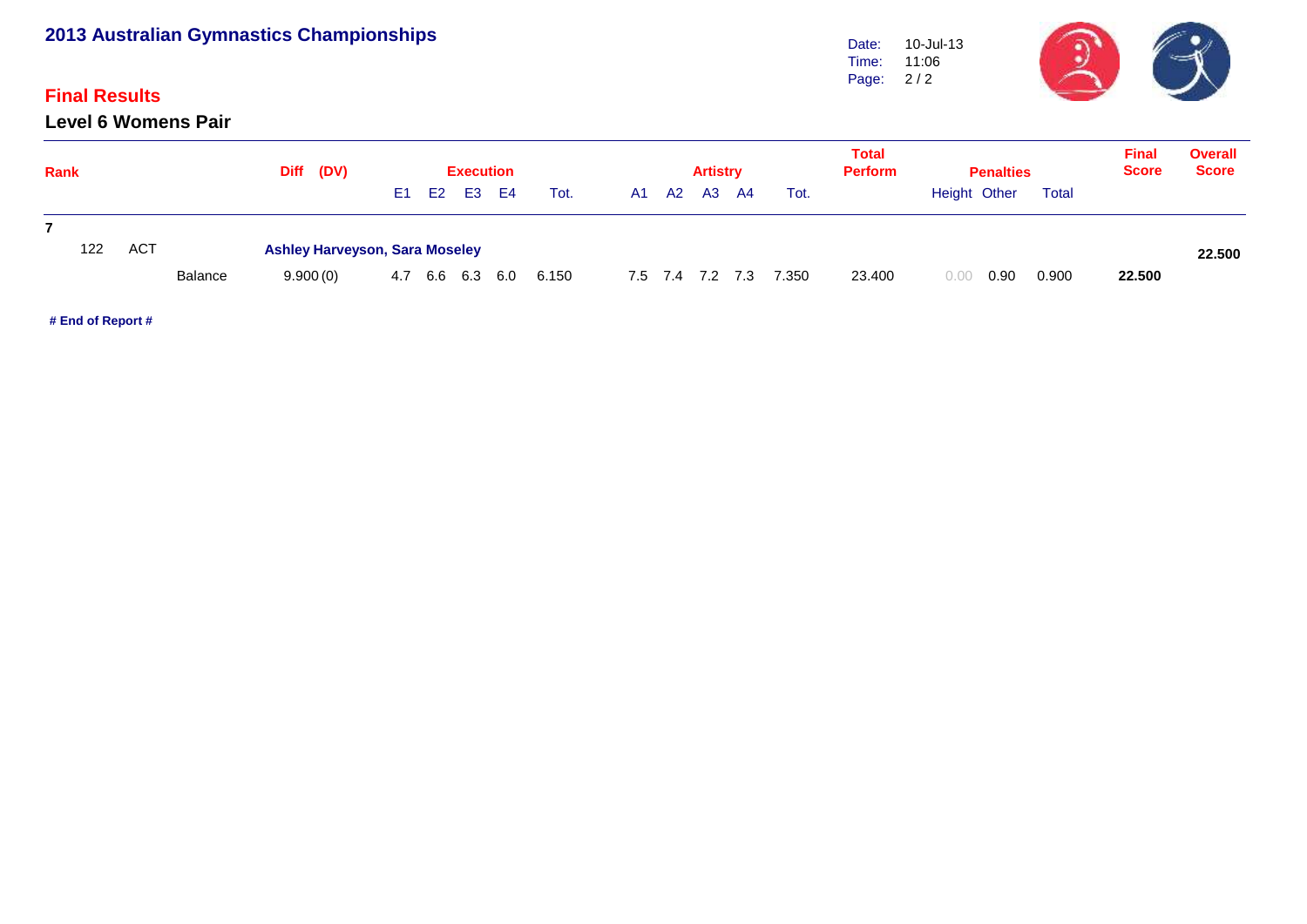## 2013 Australian Gymnastics Championships

Date: 10-Jul-13
Time: 11:06

### Final Results

### Level 6 Womens Pair

| Rank | | | Diff (DV) | Execution | | | | | Artistry | | | | | Total Perform | Penalties | | | Final Score | Overall Score |
|---|---|---|---|---|---|---|---|---|---|---|---|---|---|---|---|---|---|---|---|
| | | | | E1 | E2 | E3 | E4 | Tot. | A1 | A2 | A3 | A4 | Tot. | | Height | Other | Total | | |
| 7 | | | | | | | | | | | | | | | | | | | |
| 122 | ACT | | Ashley Harveyson, Sara Moseley | | | | | | | | | | | | | | | | 22.500 |
| | | Balance | 9.900 (0) | 4.7 | 6.6 | 6.3 | 6.0 | 6.150 | 7.5 | 7.4 | 7.2 | 7.3 | 7.350 | 23.400 | 0.00 | 0.90 | 0.900 | 22.500 | |

**# End of Report #**